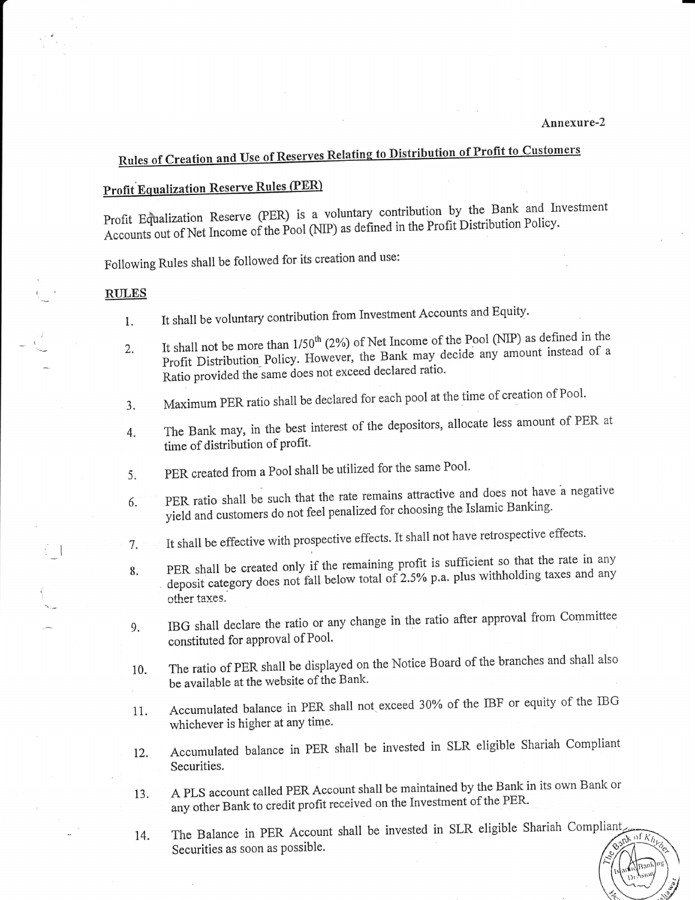Annexure-2

## Rules of Creation and Use of Reserves Relating to Distribution of Profit to Customers

### Profit Equalization Reserve Rules (PER)

Profit Equalization Reserve (PER) is a voluntary contribution by the Bank and Investment Accounts out of Net Income of the Pool (NIP) as defined in the Profit Distribution Policy.

Following Rules shall be followed for its creation and use:

### RULES

1. It shall be voluntary contribution from Investment Accounts and Equity.
2. It shall not be more than 1/50th (2%) of Net Income of the Pool (NIP) as defined in the Profit Distribution Policy. However, the Bank may decide any amount instead of a Ratio provided the same does not exceed declared ratio.
3. Maximum PER ratio shall be declared for each pool at the time of creation of Pool.
4. The Bank may, in the best interest of the depositors, allocate less amount of PER at time of distribution of profit.
5. PER created from a Pool shall be utilized for the same Pool.
6. PER ratio shall be such that the rate remains attractive and does not have a negative yield and customers do not feel penalized for choosing the Islamic Banking.
7. It shall be effective with prospective effects. It shall not have retrospective effects.
8. PER shall be created only if the remaining profit is sufficient so that the rate in any deposit category does not fall below total of 2.5% p.a. plus withholding taxes and any other taxes.
9. IBG shall declare the ratio or any change in the ratio after approval from Committee constituted for approval of Pool.
10. The ratio of PER shall be displayed on the Notice Board of the branches and shall also be available at the website of the Bank.
11. Accumulated balance in PER shall not exceed 30% of the IBF or equity of the IBG whichever is higher at any time.
12. Accumulated balance in PER shall be invested in SLR eligible Shariah Compliant Securities.
13. A PLS account called PER Account shall be maintained by the Bank in its own Bank or any other Bank to credit profit received on the Investment of the PER.
14. The Balance in PER Account shall be invested in SLR eligible Shariah Compliant Securities as soon as possible.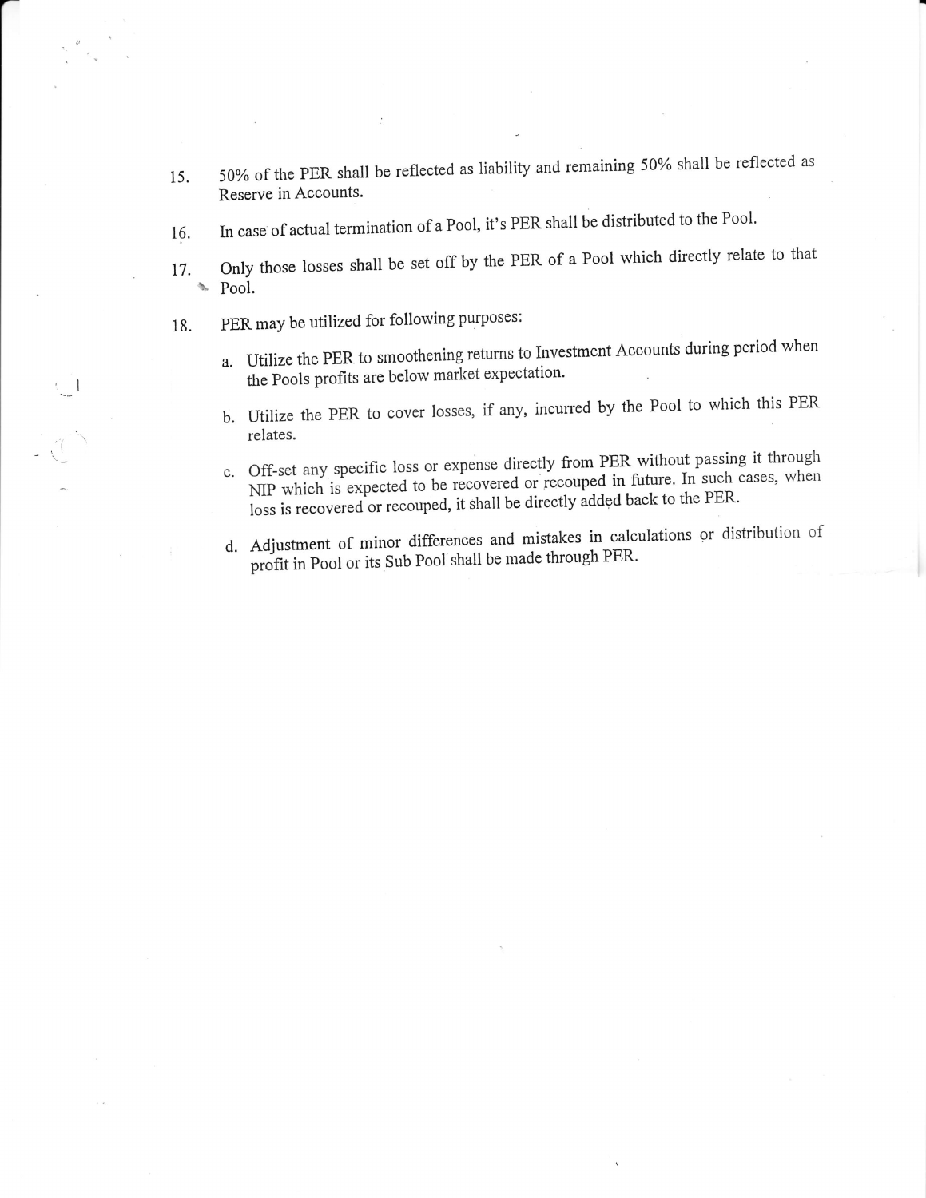15. 50% of the PER shall be reflected as liability and remaining 50% shall be reflected as Reserve in Accounts.

16. In case of actual termination of a Pool, it's PER shall be distributed to the Pool.

17. Only those losses shall be set off by the PER of a Pool which directly relate to that Pool.

18. PER may be utilized for following purposes:

    a. Utilize the PER to smoothening returns to Investment Accounts during period when the Pools profits are below market expectation.

    b. Utilize the PER to cover losses, if any, incurred by the Pool to which this PER relates.

    c. Off-set any specific loss or expense directly from PER without passing it through NIP which is expected to be recovered or recouped in future. In such cases, when loss is recovered or recouped, it shall be directly added back to the PER.

    d. Adjustment of minor differences and mistakes in calculations or distribution of profit in Pool or its Sub Pool shall be made through PER.